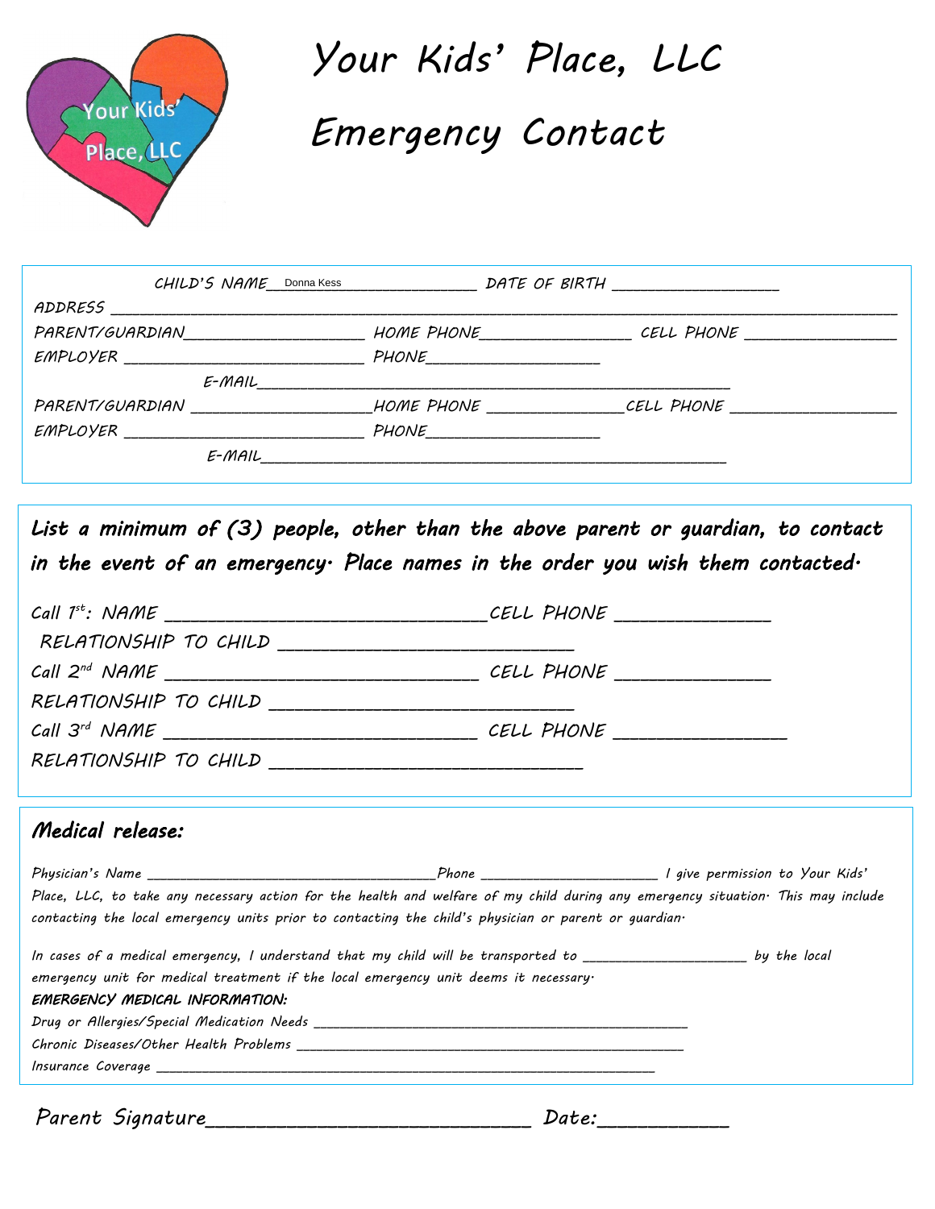# Your Kids' Place, LLC

# Emergency Contact

CHILD'S NAME Donna Kess ____________ DATE OF BIRTH ________________

ADDRESS ______________________________________________________________________

PARENT/GUARDIAN __________________ HOME PHONE _______________ CELL PHONE _______________

EMPLOYER ________________________ PHONE __________________

E-MAIL ______________________________________________

PARENT/GUARDIAN __________________ HOME PHONE _______________ CELL PHONE _______________

EMPLOYER ________________________ PHONE __________________

E-MAIL ______________________________________________

***List a minimum of (3) people, other than the above parent or guardian, to contact in the event of an emergency. Place names in the order you wish them contacted.***

Call 1st: NAME ____________________________ CELL PHONE _____________

RELATIONSHIP TO CHILD _________________________

Call 2nd NAME ____________________________ CELL PHONE _____________

RELATIONSHIP TO CHILD _________________________

Call 3rd NAME ____________________________ CELL PHONE _______________

RELATIONSHIP TO CHILD ___________________________

## Medical release:

Physician's Name ________________________________ Phone ____________________ I give permission to Your Kids' Place, LLC, to take any necessary action for the health and welfare of my child during any emergency situation. This may include contacting the local emergency units prior to contacting the child's physician or parent or guardian.

In cases of a medical emergency, I understand that my child will be transported to ___________________ by the local emergency unit for medical treatment if the local emergency unit deems it necessary.

**EMERGENCY MEDICAL INFORMATION:**

Drug or Allergies/Special Medication Needs ____________________________________________

Chronic Diseases/Other Health Problems ____________________________________________

Insurance Coverage ____________________________________________________________

Parent Signature __________________________ Date: __________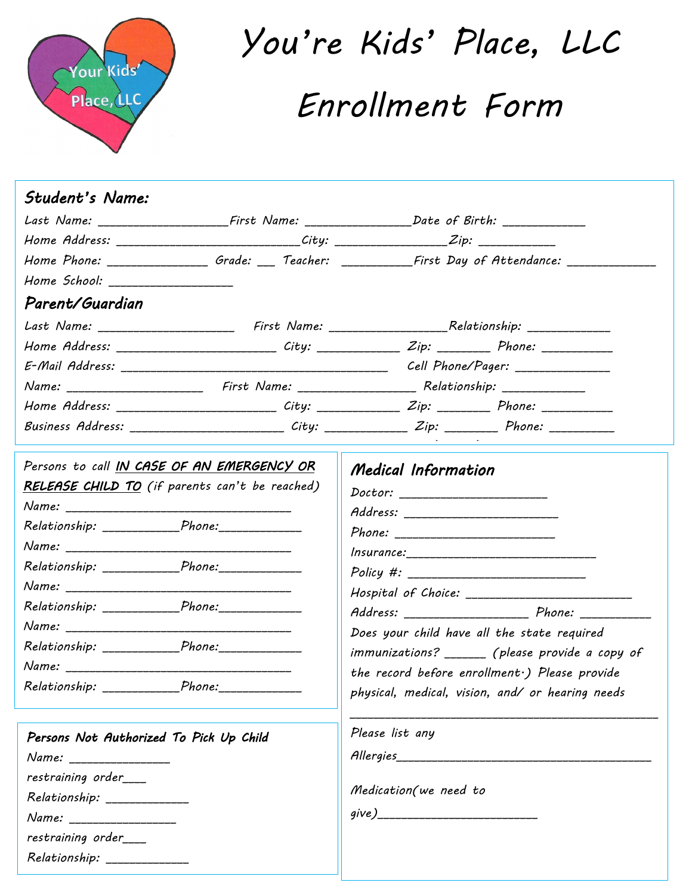# You're Kids' Place, LLC

# Enrollment Form

## Student's Name:

Last Name: ___________________ First Name: _______________ Date of Birth: ____________

Home Address: ___________________________ City: ________________ Zip: ___________

Home Phone: ______________ Grade: ___ Teacher: __________ First Day of Attendance: ____________

Home School: __________________

## Parent/Guardian

Last Name: ____________________ First Name: _________________ Relationship: ____________

Home Address: _______________________ City: ____________ Zip: ________ Phone: __________

E-Mail Address: _______________________________________ Cell Phone/Pager: ______________

Name: ____________________ First Name: _________________ Relationship: ____________

Home Address: _______________________ City: ____________ Zip: ________ Phone: __________

Business Address: ______________________ City: ____________ Zip: ________ Phone: _________

Persons to call ***IN CASE OF AN EMERGENCY OR RELEASE CHILD TO*** (if parents can't be reached)

Name: _________________________________

Relationship: ___________ Phone: ____________

Name: _________________________________

Relationship: ___________ Phone: ____________

Name: _________________________________

Relationship: ___________ Phone: ____________

Name: _________________________________

Relationship: ___________ Phone: ____________

Name: _________________________________

Relationship: ___________ Phone: ____________

### Persons Not Authorized To Pick Up Child

Name: _______________

restraining order___

Relationship: ____________

Name: _______________

restraining order___

Relationship: ____________

## Medical Information

Doctor: ______________________

Address: _______________________

Phone: _______________________

Insurance: ____________________________

Policy #: __________________________

Hospital of Choice: ________________________

Address: __________________ Phone: __________

Does your child have all the state required immunizations? ______ (please provide a copy of the record before enrollment.) Please provide physical, medical, vision, and/ or hearing needs

_____________________________________________

Please list any

Allergies_______________________________________

Medication(we need to give)________________________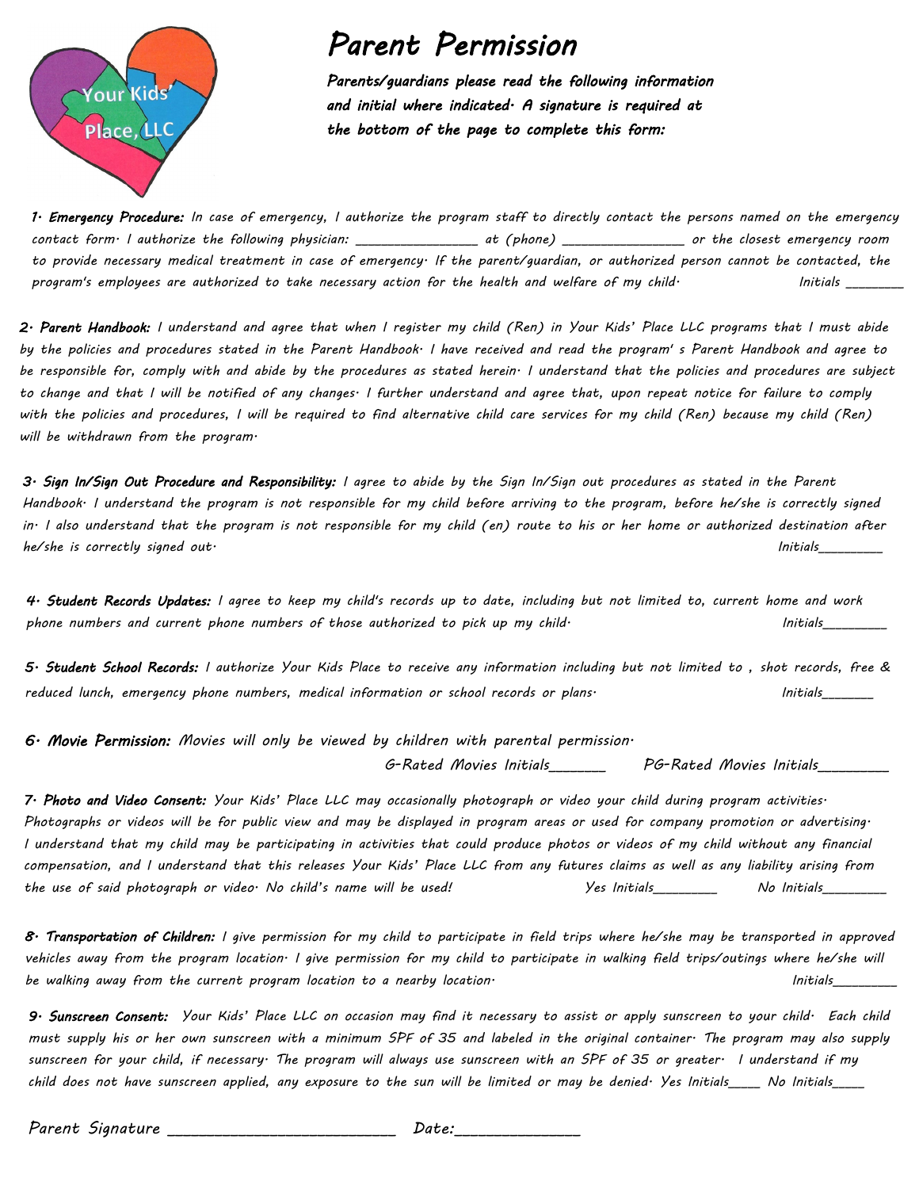Your Kids' Place, LLC

# Parent Permission

***Parents/guardians please read the following information and initial where indicated. A signature is required at the bottom of the page to complete this form:***

**1. Emergency Procedure:** In case of emergency, I authorize the program staff to directly contact the persons named on the emergency contact form. I authorize the following physician: _______________ at (phone) _______________ or the closest emergency room to provide necessary medical treatment in case of emergency. If the parent/guardian, or authorized person cannot be contacted, the program's employees are authorized to take necessary action for the health and welfare of my child. Initials _______

**2. Parent Handbook:** I understand and agree that when I register my child (Ren) in Your Kids' Place LLC programs that I must abide by the policies and procedures stated in the Parent Handbook. I have received and read the program' s Parent Handbook and agree to be responsible for, comply with and abide by the procedures as stated herein. I understand that the policies and procedures are subject to change and that I will be notified of any changes. I further understand and agree that, upon repeat notice for failure to comply with the policies and procedures, I will be required to find alternative child care services for my child (Ren) because my child (Ren) will be withdrawn from the program.

**3. Sign In/Sign Out Procedure and Responsibility:** I agree to abide by the Sign In/Sign out procedures as stated in the Parent Handbook. I understand the program is not responsible for my child before arriving to the program, before he/she is correctly signed in. I also understand that the program is not responsible for my child (en) route to his or her home or authorized destination after he/she is correctly signed out. Initials________

**4. Student Records Updates:** I agree to keep my child's records up to date, including but not limited to, current home and work phone numbers and current phone numbers of those authorized to pick up my child. Initials________

**5. Student School Records:** I authorize Your Kids Place to receive any information including but not limited to , shot records, free & reduced lunch, emergency phone numbers, medical information or school records or plans. Initials______

**6. Movie Permission:** Movies will only be viewed by children with parental permission.

G-Rated Movies Initials______ PG-Rated Movies Initials________

**7. Photo and Video Consent:** Your Kids' Place LLC may occasionally photograph or video your child during program activities. Photographs or videos will be for public view and may be displayed in program areas or used for company promotion or advertising. I understand that my child may be participating in activities that could produce photos or videos of my child without any financial compensation, and I understand that this releases Your Kids' Place LLC from any futures claims as well as any liability arising from the use of said photograph or video. No child's name will be used! Yes Initials________ No Initials________

**8. Transportation of Children:** I give permission for my child to participate in field trips where he/she may be transported in approved vehicles away from the program location. I give permission for my child to participate in walking field trips/outings where he/she will be walking away from the current program location to a nearby location. Initials________

**9. Sunscreen Consent:** Your Kids' Place LLC on occasion may find it necessary to assist or apply sunscreen to your child. Each child must supply his or her own sunscreen with a minimum SPF of 35 and labeled in the original container. The program may also supply sunscreen for your child, if necessary. The program will always use sunscreen with an SPF of 35 or greater. I understand if my child does not have sunscreen applied, any exposure to the sun will be limited or may be denied. Yes Initials____ No Initials____

Parent Signature ________________________ Date:_____________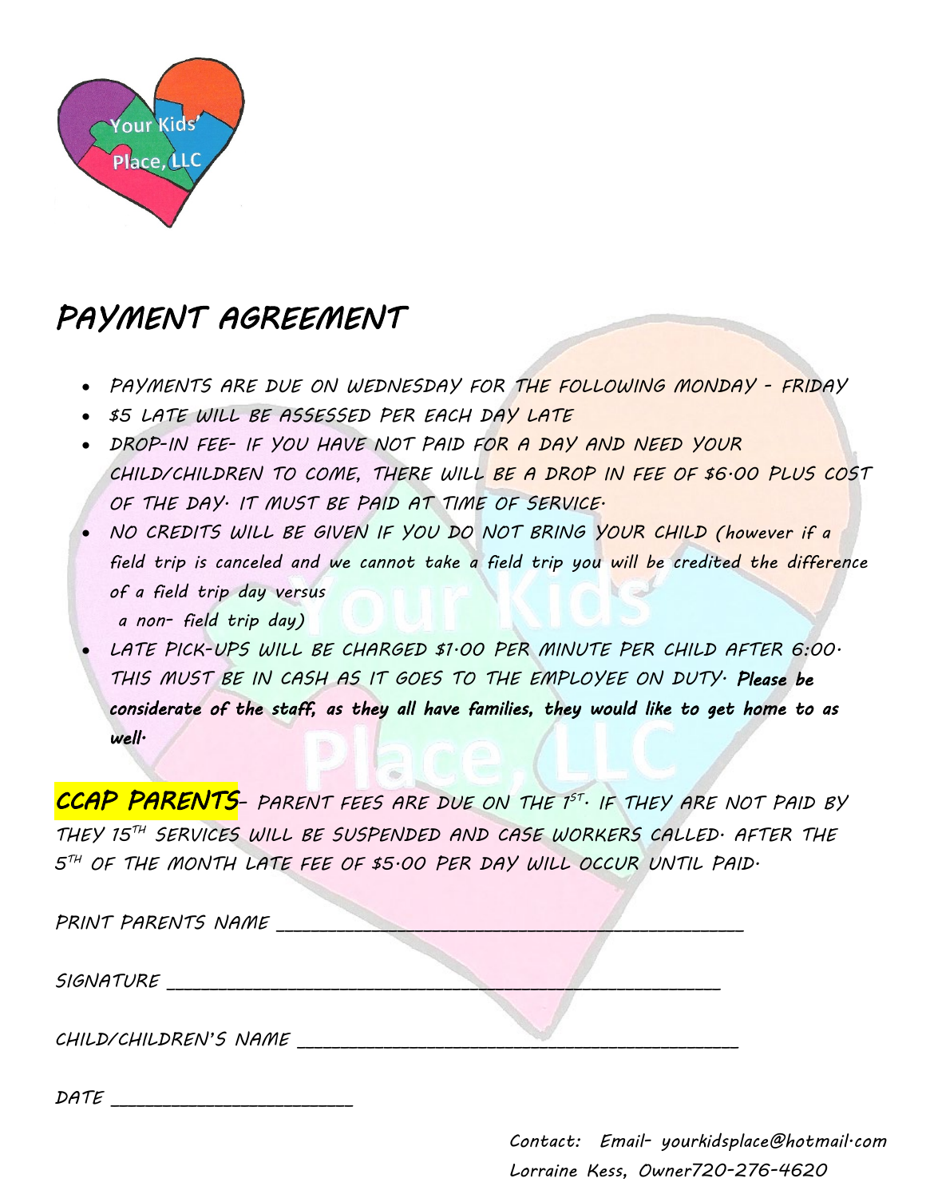Your Kids' Place, LLC

# PAYMENT AGREEMENT

- PAYMENTS ARE DUE ON WEDNESDAY FOR THE FOLLOWING MONDAY - FRIDAY
- $5 LATE WILL BE ASSESSED PER EACH DAY LATE
- DROP-IN FEE- IF YOU HAVE NOT PAID FOR A DAY AND NEED YOUR CHILD/CHILDREN TO COME, THERE WILL BE A DROP IN FEE OF $6.00 PLUS COST OF THE DAY. IT MUST BE PAID AT TIME OF SERVICE.
- NO CREDITS WILL BE GIVEN IF YOU DO NOT BRING YOUR CHILD (however if a field trip is canceled and we cannot take a field trip you will be credited the difference of a field trip day versus a non- field trip day)
- LATE PICK-UPS WILL BE CHARGED $1.00 PER MINUTE PER CHILD AFTER 6:00. THIS MUST BE IN CASH AS IT GOES TO THE EMPLOYEE ON DUTY. **Please be considerate of the staff, as they all have families, they would like to get home to as well.**

**CCAP PARENTS**- PARENT FEES ARE DUE ON THE 1ST. IF THEY ARE NOT PAID BY THEY 15TH SERVICES WILL BE SUSPENDED AND CASE WORKERS CALLED. AFTER THE 5TH OF THE MONTH LATE FEE OF $5.00 PER DAY WILL OCCUR UNTIL PAID.

PRINT PARENTS NAME ______________________________________________

SIGNATURE ______________________________________________________

CHILD/CHILDREN'S NAME ___________________________________________

DATE ________________________

Contact: Email- yourkidsplace@hotmail.com

Lorraine Kess, Owner720-276-4620